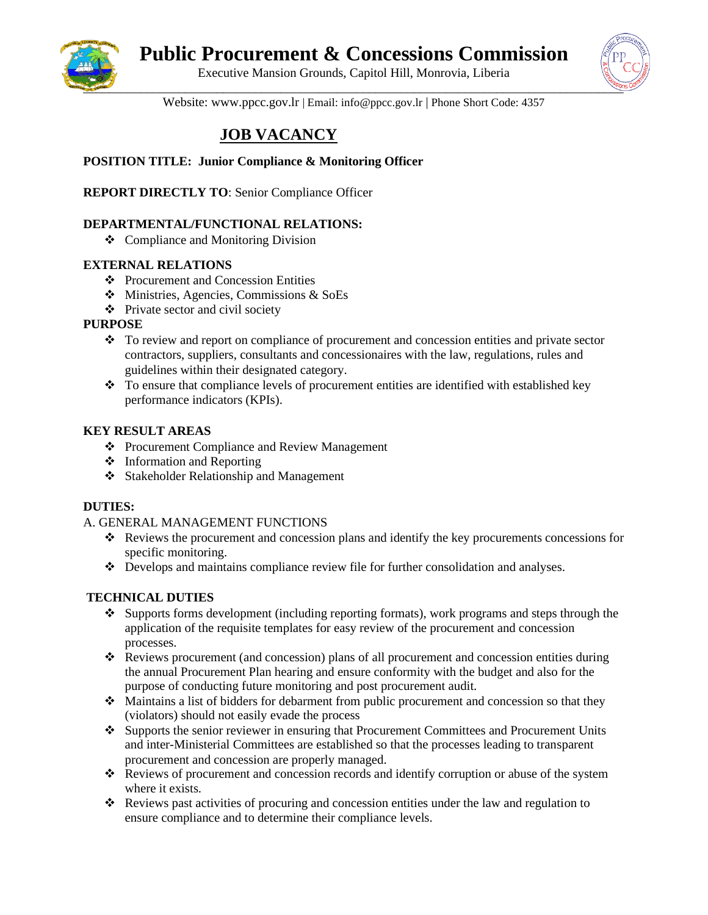# Public Procurement & Concessions Commission

Executive Mansion Grounds, Capitol Hill, Monrovia, Liberia

Website: www.ppcc.gov.lr | Email: info@ppcc.gov.lr | Phone Short Code: 4357

## JOB VACANCY

**POSITION TITLE: Junior Compliance & Monitoring Officer**

**REPORT DIRECTLY TO**: Senior Compliance Officer

**DEPARTMENTAL/FUNCTIONAL RELATIONS:**

- Compliance and Monitoring Division

**EXTERNAL RELATIONS**

- Procurement and Concession Entities
- Ministries, Agencies, Commissions & SoEs
- Private sector and civil society

**PURPOSE**

- To review and report on compliance of procurement and concession entities and private sector contractors, suppliers, consultants and concessionaires with the law, regulations, rules and guidelines within their designated category.
- To ensure that compliance levels of procurement entities are identified with established key performance indicators (KPIs).

**KEY RESULT AREAS**

- Procurement Compliance and Review Management
- Information and Reporting
- Stakeholder Relationship and Management

**DUTIES:**

A. GENERAL MANAGEMENT FUNCTIONS

- Reviews the procurement and concession plans and identify the key procurements concessions for specific monitoring.
- Develops and maintains compliance review file for further consolidation and analyses.

**TECHNICAL DUTIES**

- Supports forms development (including reporting formats), work programs and steps through the application of the requisite templates for easy review of the procurement and concession processes.
- Reviews procurement (and concession) plans of all procurement and concession entities during the annual Procurement Plan hearing and ensure conformity with the budget and also for the purpose of conducting future monitoring and post procurement audit.
- Maintains a list of bidders for debarment from public procurement and concession so that they (violators) should not easily evade the process
- Supports the senior reviewer in ensuring that Procurement Committees and Procurement Units and inter-Ministerial Committees are established so that the processes leading to transparent procurement and concession are properly managed.
- Reviews of procurement and concession records and identify corruption or abuse of the system where it exists.
- Reviews past activities of procuring and concession entities under the law and regulation to ensure compliance and to determine their compliance levels.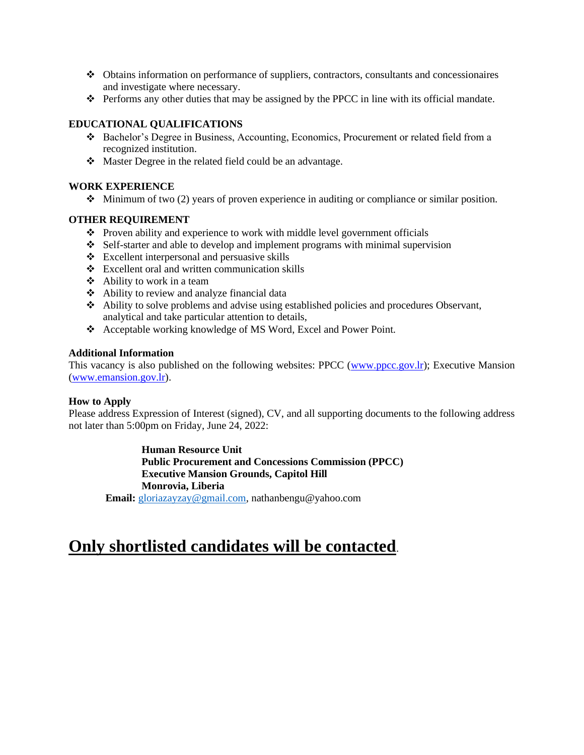- Obtains information on performance of suppliers, contractors, consultants and concessionaires and investigate where necessary.
- Performs any other duties that may be assigned by the PPCC in line with its official mandate.

**EDUCATIONAL QUALIFICATIONS**

- Bachelor's Degree in Business, Accounting, Economics, Procurement or related field from a recognized institution.
- Master Degree in the related field could be an advantage.

**WORK EXPERIENCE**

- Minimum of two (2) years of proven experience in auditing or compliance or similar position.

**OTHER REQUIREMENT**

- Proven ability and experience to work with middle level government officials
- Self-starter and able to develop and implement programs with minimal supervision
- Excellent interpersonal and persuasive skills
- Excellent oral and written communication skills
- Ability to work in a team
- Ability to review and analyze financial data
- Ability to solve problems and advise using established policies and procedures Observant, analytical and take particular attention to details,
- Acceptable working knowledge of MS Word, Excel and Power Point.

**Additional Information**

This vacancy is also published on the following websites: PPCC (www.ppcc.gov.lr); Executive Mansion (www.emansion.gov.lr).

**How to Apply**

Please address Expression of Interest (signed), CV, and all supporting documents to the following address not later than 5:00pm on Friday, June 24, 2022:

**Human Resource Unit**
**Public Procurement and Concessions Commission (PPCC)**
**Executive Mansion Grounds, Capitol Hill**
**Monrovia, Liberia**

**Email:** gloriazayzay@gmail.com, nathanbengu@yahoo.com

# <u>Only shortlisted candidates will be contacted</u>.